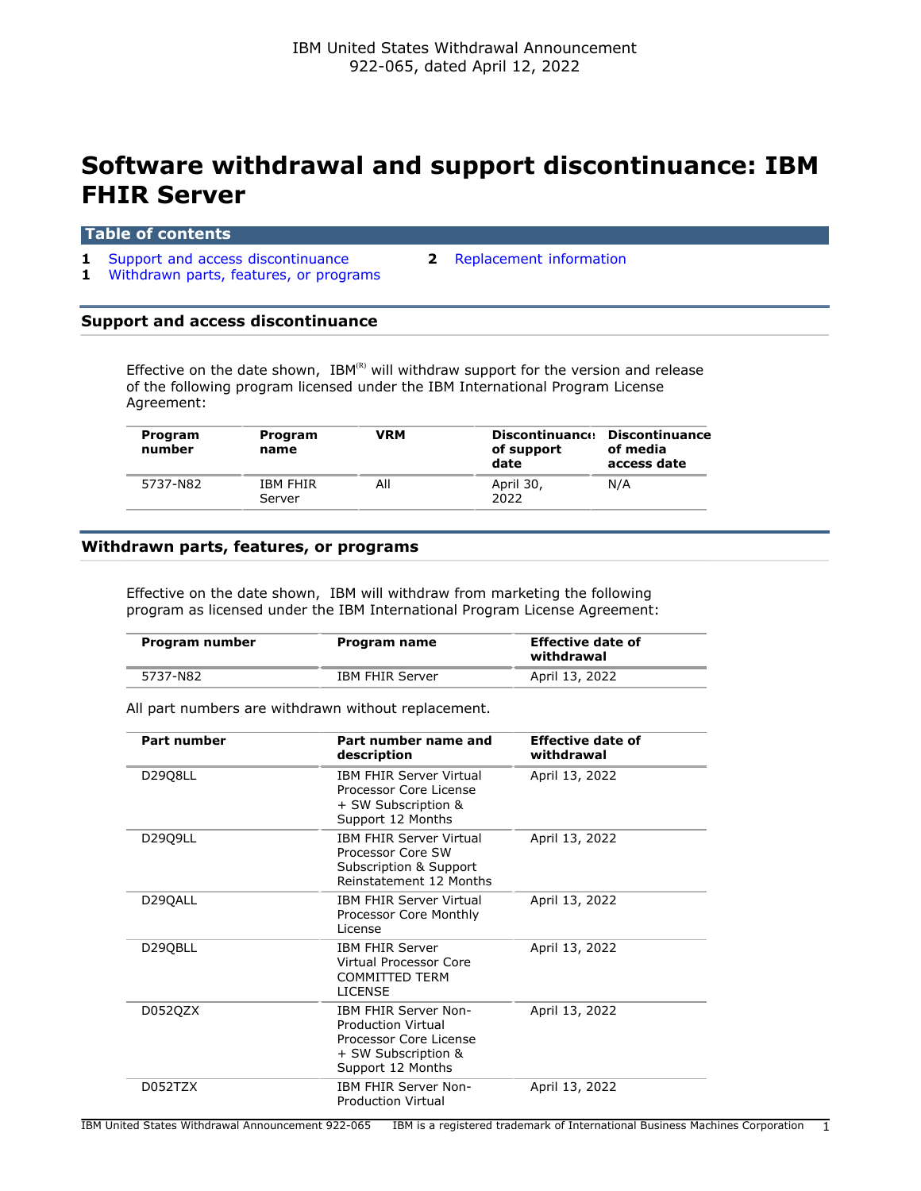IBM United States Withdrawal Announcement
922-065, dated April 12, 2022

# Software withdrawal and support discontinuance: IBM FHIR Server

## Table of contents

1 Support and access discontinuance
1 Withdrawn parts, features, or programs
2 Replacement information

## Support and access discontinuance

Effective on the date shown, IBM[(R)] will withdraw support for the version and release of the following program licensed under the IBM International Program License Agreement:

| Program number | Program name | VRM | Discontinuance of support date | Discontinuance of media access date |
|---|---|---|---|---|
| 5737-N82 | IBM FHIR Server | All | April 30, 2022 | N/A |

## Withdrawn parts, features, or programs

Effective on the date shown, IBM will withdraw from marketing the following program as licensed under the IBM International Program License Agreement:

| Program number | Program name | Effective date of withdrawal |
|---|---|---|
| 5737-N82 | IBM FHIR Server | April 13, 2022 |

All part numbers are withdrawn without replacement.

| Part number | Part number name and description | Effective date of withdrawal |
|---|---|---|
| D29Q8LL | IBM FHIR Server Virtual Processor Core License + SW Subscription & Support 12 Months | April 13, 2022 |
| D29Q9LL | IBM FHIR Server Virtual Processor Core SW Subscription & Support Reinstatement 12 Months | April 13, 2022 |
| D29QALL | IBM FHIR Server Virtual Processor Core Monthly License | April 13, 2022 |
| D29QBLL | IBM FHIR Server Virtual Processor Core COMMITTED TERM LICENSE | April 13, 2022 |
| D052QZX | IBM FHIR Server Non-Production Virtual Processor Core License + SW Subscription & Support 12 Months | April 13, 2022 |
| D052TZX | IBM FHIR Server Non-Production Virtual | April 13, 2022 |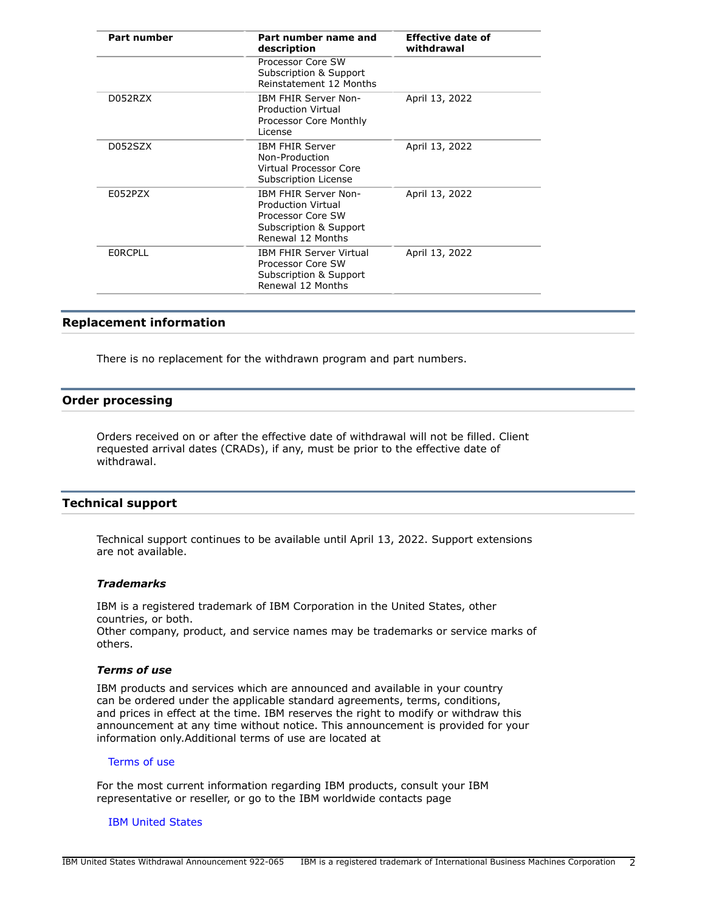| Part number | Part number name and description | Effective date of withdrawal |
|---|---|---|
| | Processor Core SW Subscription & Support Reinstatement 12 Months | |
| D052RZX | IBM FHIR Server Non-Production Virtual Processor Core Monthly License | April 13, 2022 |
| D052SZX | IBM FHIR Server Non-Production Virtual Processor Core Subscription License | April 13, 2022 |
| E052PZX | IBM FHIR Server Non-Production Virtual Processor Core SW Subscription & Support Renewal 12 Months | April 13, 2022 |
| E0RCPLL | IBM FHIR Server Virtual Processor Core SW Subscription & Support Renewal 12 Months | April 13, 2022 |

## Replacement information

There is no replacement for the withdrawn program and part numbers.

## Order processing

Orders received on or after the effective date of withdrawal will not be filled. Client requested arrival dates (CRADs), if any, must be prior to the effective date of withdrawal.

## Technical support

Technical support continues to be available until April 13, 2022. Support extensions are not available.

### *Trademarks*

IBM is a registered trademark of IBM Corporation in the United States, other countries, or both.
Other company, product, and service names may be trademarks or service marks of others.

### *Terms of use*

IBM products and services which are announced and available in your country can be ordered under the applicable standard agreements, terms, conditions, and prices in effect at the time. IBM reserves the right to modify or withdraw this announcement at any time without notice. This announcement is provided for your information only.Additional terms of use are located at

Terms of use

For the most current information regarding IBM products, consult your IBM representative or reseller, or go to the IBM worldwide contacts page

IBM United States